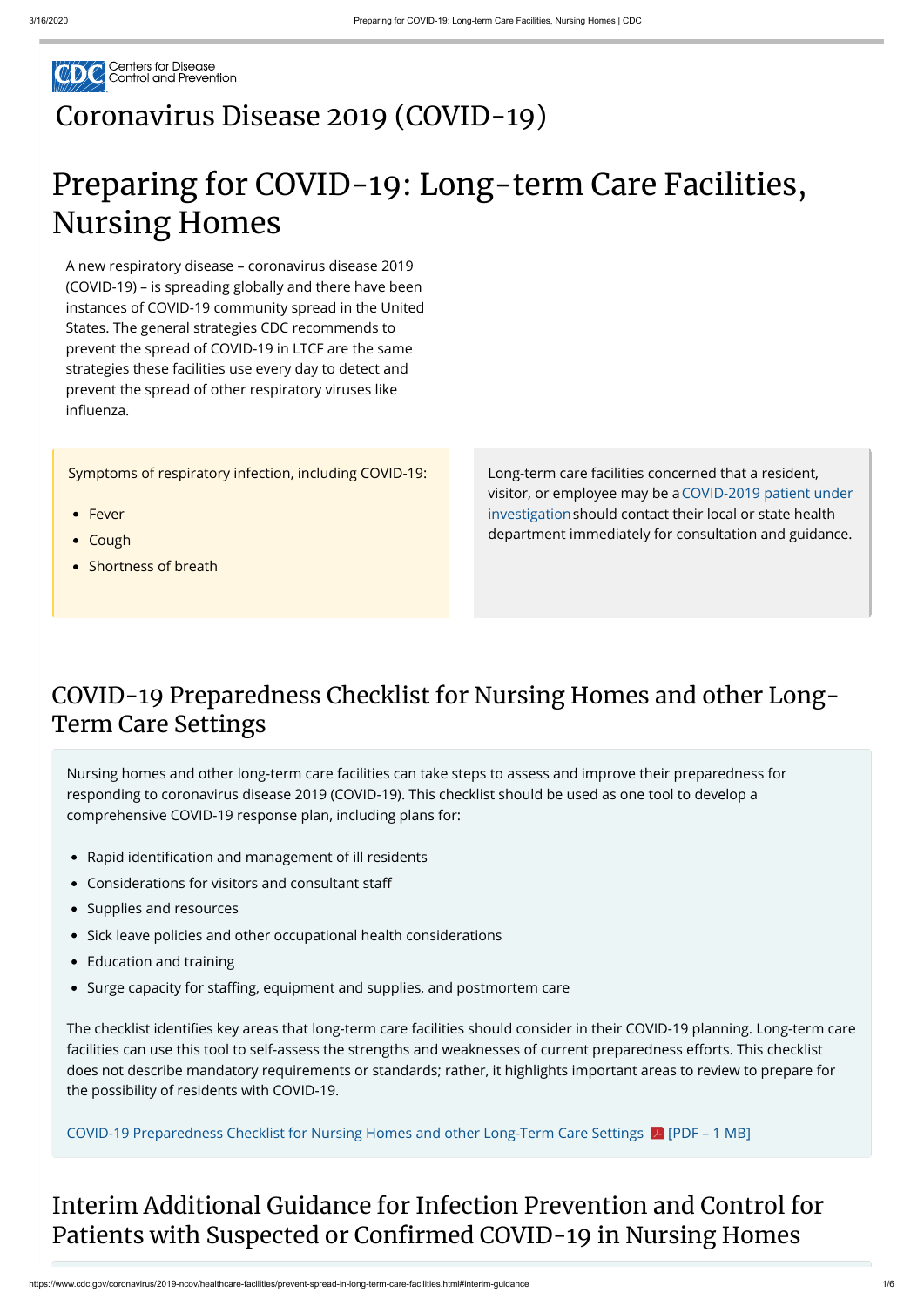Centers for Disease Control and Prevention

# Coronavirus Disease 2019 (COVID-19)

# Preparing for COVID-19: Long-term Care Facilities, Nursing Homes

A new respiratory disease – coronavirus disease 2019 (COVID-19) – is spreading globally and there have been instances of COVID-19 community spread in the United States. The general strategies CDC recommends to prevent the spread of COVID-19 in LTCF are the same strategies these facilities use every day to detect and prevent the spread of other respiratory viruses like influenza.

Symptoms of respiratory infection, including COVID-19:

- Fever
- Cough
- Shortness of breath

Long-term care facilities concerned that a resident, visitor, or employee may be a COVID-2019 patient under investigation should contact their local or state health department immediately for consultation and guidance.

## COVID-19 Preparedness Checklist for Nursing Homes and other Long-Term Care Settings

Nursing homes and other long-term care facilities can take steps to assess and improve their preparedness for responding to coronavirus disease 2019 (COVID-19). This checklist should be used as one tool to develop a comprehensive COVID-19 response plan, including plans for:

- Rapid identification and management of ill residents
- Considerations for visitors and consultant staff
- Supplies and resources
- Sick leave policies and other occupational health considerations
- Education and training
- Surge capacity for staffing, equipment and supplies, and postmortem care

The checklist identifies key areas that long-term care facilities should consider in their COVID-19 planning. Long-term care facilities can use this tool to self-assess the strengths and weaknesses of current preparedness efforts. This checklist does not describe mandatory requirements or standards; rather, it highlights important areas to review to prepare for the possibility of residents with COVID-19.

COVID-19 Preparedness Checklist for Nursing Homes and other Long-Term Care Settings [PDF – 1 MB]

## Interim Additional Guidance for Infection Prevention and Control for Patients with Suspected or Confirmed COVID-19 in Nursing Homes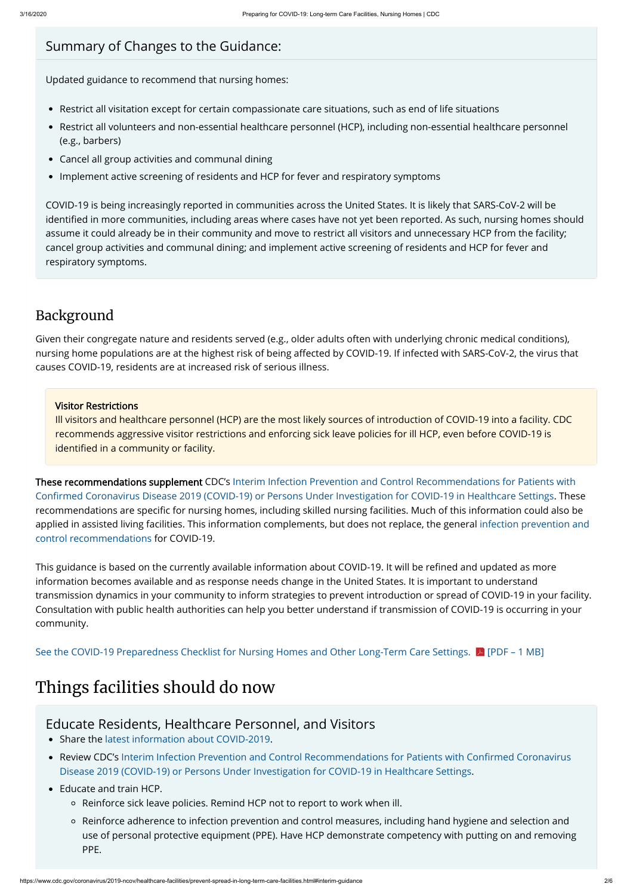## Summary of Changes to the Guidance:

Updated guidance to recommend that nursing homes:

- Restrict all visitation except for certain compassionate care situations, such as end of life situations
- Restrict all volunteers and non-essential healthcare personnel (HCP), including non-essential healthcare personnel (e.g., barbers)
- Cancel all group activities and communal dining
- Implement active screening of residents and HCP for fever and respiratory symptoms

COVID-19 is being increasingly reported in communities across the United States. It is likely that SARS-CoV-2 will be identified in more communities, including areas where cases have not yet been reported. As such, nursing homes should assume it could already be in their community and move to restrict all visitors and unnecessary HCP from the facility; cancel group activities and communal dining; and implement active screening of residents and HCP for fever and respiratory symptoms.

## Background

Given their congregate nature and residents served (e.g., older adults often with underlying chronic medical conditions), nursing home populations are at the highest risk of being affected by COVID-19. If infected with SARS-CoV-2, the virus that causes COVID-19, residents are at increased risk of serious illness.

**Visitor Restrictions**
Ill visitors and healthcare personnel (HCP) are the most likely sources of introduction of COVID-19 into a facility. CDC recommends aggressive visitor restrictions and enforcing sick leave policies for ill HCP, even before COVID-19 is identified in a community or facility.

**These recommendations supplement** CDC's Interim Infection Prevention and Control Recommendations for Patients with Confirmed Coronavirus Disease 2019 (COVID-19) or Persons Under Investigation for COVID-19 in Healthcare Settings. These recommendations are specific for nursing homes, including skilled nursing facilities. Much of this information could also be applied in assisted living facilities. This information complements, but does not replace, the general infection prevention and control recommendations for COVID-19.

This guidance is based on the currently available information about COVID-19. It will be refined and updated as more information becomes available and as response needs change in the United States. It is important to understand transmission dynamics in your community to inform strategies to prevent introduction or spread of COVID-19 in your facility. Consultation with public health authorities can help you better understand if transmission of COVID-19 is occurring in your community.

See the COVID-19 Preparedness Checklist for Nursing Homes and Other Long-Term Care Settings. [PDF – 1 MB]

# Things facilities should do now

## Educate Residents, Healthcare Personnel, and Visitors

- Share the latest information about COVID-2019.
- Review CDC's Interim Infection Prevention and Control Recommendations for Patients with Confirmed Coronavirus Disease 2019 (COVID-19) or Persons Under Investigation for COVID-19 in Healthcare Settings.
- Educate and train HCP.
  - Reinforce sick leave policies. Remind HCP not to report to work when ill.
  - Reinforce adherence to infection prevention and control measures, including hand hygiene and selection and use of personal protective equipment (PPE). Have HCP demonstrate competency with putting on and removing PPE.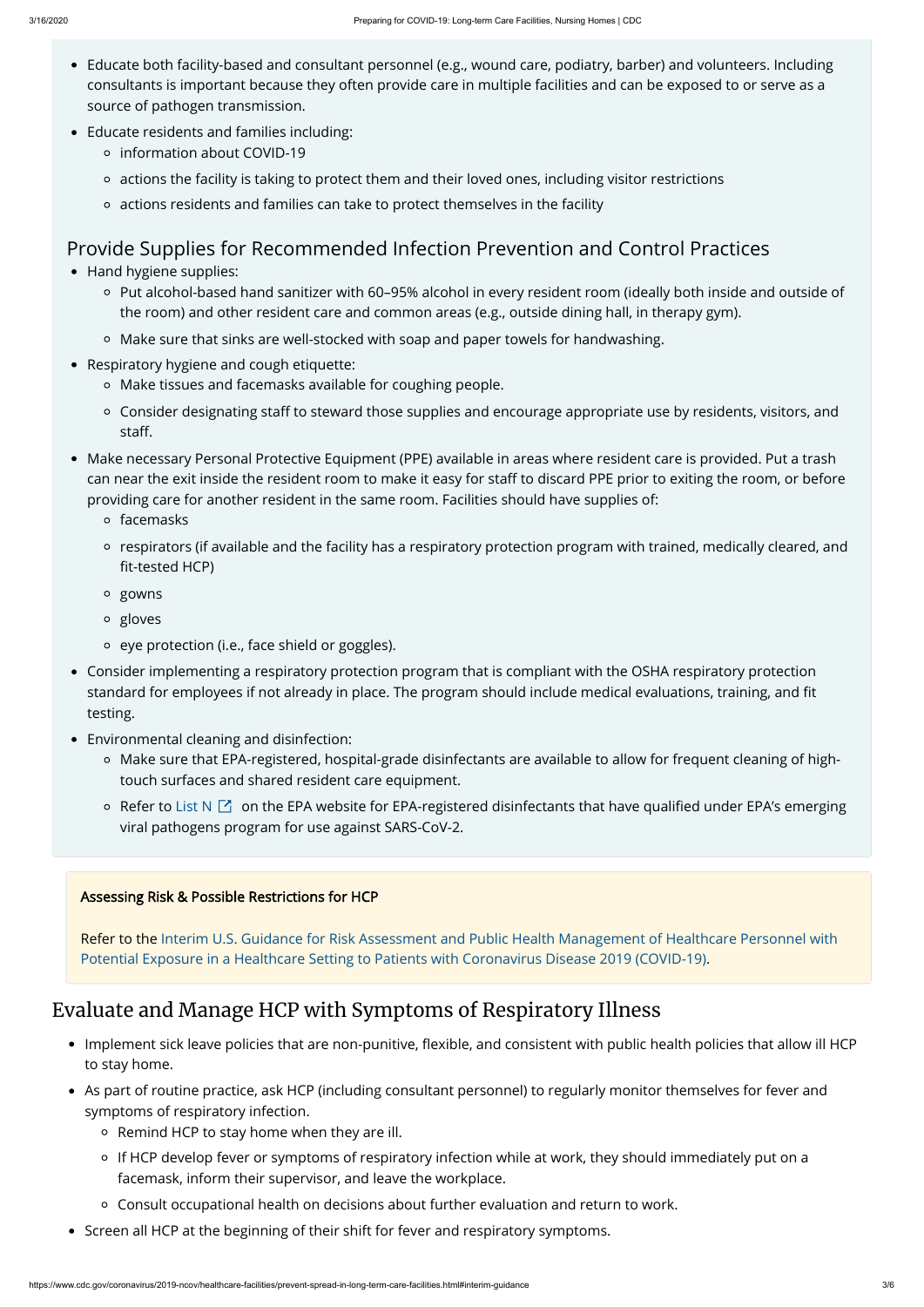- Educate both facility-based and consultant personnel (e.g., wound care, podiatry, barber) and volunteers. Including consultants is important because they often provide care in multiple facilities and can be exposed to or serve as a source of pathogen transmission.
- Educate residents and families including:
  - information about COVID-19
  - actions the facility is taking to protect them and their loved ones, including visitor restrictions
  - actions residents and families can take to protect themselves in the facility

## Provide Supplies for Recommended Infection Prevention and Control Practices

- Hand hygiene supplies:
  - Put alcohol-based hand sanitizer with 60–95% alcohol in every resident room (ideally both inside and outside of the room) and other resident care and common areas (e.g., outside dining hall, in therapy gym).
  - Make sure that sinks are well-stocked with soap and paper towels for handwashing.
- Respiratory hygiene and cough etiquette:
  - Make tissues and facemasks available for coughing people.
  - Consider designating staff to steward those supplies and encourage appropriate use by residents, visitors, and staff.
- Make necessary Personal Protective Equipment (PPE) available in areas where resident care is provided. Put a trash can near the exit inside the resident room to make it easy for staff to discard PPE prior to exiting the room, or before providing care for another resident in the same room. Facilities should have supplies of:
  - facemasks
  - respirators (if available and the facility has a respiratory protection program with trained, medically cleared, and fit-tested HCP)
  - gowns
  - gloves
  - eye protection (i.e., face shield or goggles).
- Consider implementing a respiratory protection program that is compliant with the OSHA respiratory protection standard for employees if not already in place. The program should include medical evaluations, training, and fit testing.
- Environmental cleaning and disinfection:
  - Make sure that EPA-registered, hospital-grade disinfectants are available to allow for frequent cleaning of high-touch surfaces and shared resident care equipment.
  - Refer to List N on the EPA website for EPA-registered disinfectants that have qualified under EPA's emerging viral pathogens program for use against SARS-CoV-2.

**Assessing Risk & Possible Restrictions for HCP**

Refer to the Interim U.S. Guidance for Risk Assessment and Public Health Management of Healthcare Personnel with Potential Exposure in a Healthcare Setting to Patients with Coronavirus Disease 2019 (COVID-19).

## Evaluate and Manage HCP with Symptoms of Respiratory Illness

- Implement sick leave policies that are non-punitive, flexible, and consistent with public health policies that allow ill HCP to stay home.
- As part of routine practice, ask HCP (including consultant personnel) to regularly monitor themselves for fever and symptoms of respiratory infection.
  - Remind HCP to stay home when they are ill.
  - If HCP develop fever or symptoms of respiratory infection while at work, they should immediately put on a facemask, inform their supervisor, and leave the workplace.
  - Consult occupational health on decisions about further evaluation and return to work.
- Screen all HCP at the beginning of their shift for fever and respiratory symptoms.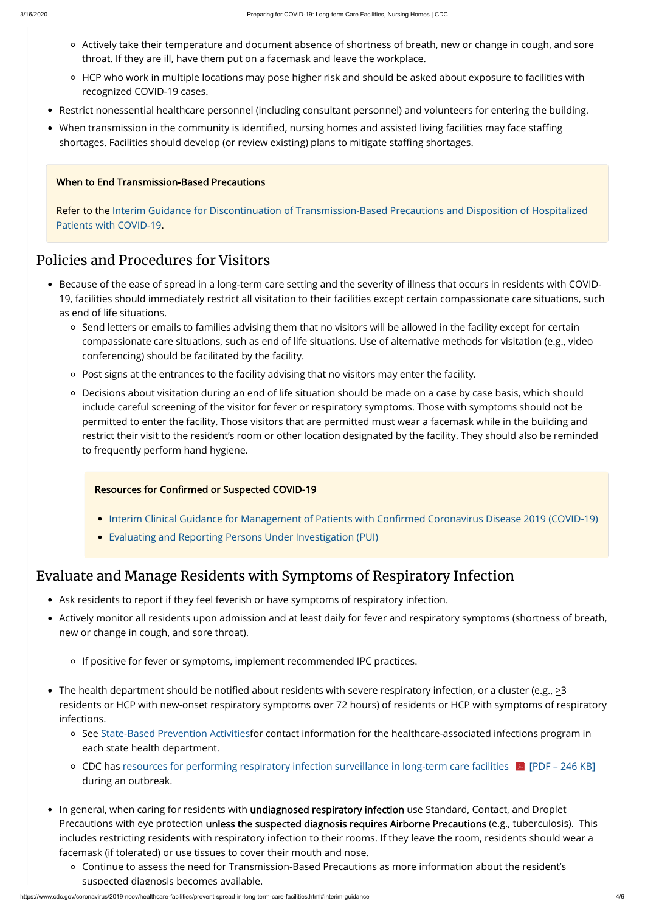- Actively take their temperature and document absence of shortness of breath, new or change in cough, and sore throat. If they are ill, have them put on a facemask and leave the workplace.
    - HCP who work in multiple locations may pose higher risk and should be asked about exposure to facilities with recognized COVID-19 cases.
- Restrict nonessential healthcare personnel (including consultant personnel) and volunteers for entering the building.
- When transmission in the community is identified, nursing homes and assisted living facilities may face staffing shortages. Facilities should develop (or review existing) plans to mitigate staffing shortages.

**When to End Transmission-Based Precautions**

Refer to the Interim Guidance for Discontinuation of Transmission-Based Precautions and Disposition of Hospitalized Patients with COVID-19.

## Policies and Procedures for Visitors

- Because of the ease of spread in a long-term care setting and the severity of illness that occurs in residents with COVID-19, facilities should immediately restrict all visitation to their facilities except certain compassionate care situations, such as end of life situations.
    - Send letters or emails to families advising them that no visitors will be allowed in the facility except for certain compassionate care situations, such as end of life situations. Use of alternative methods for visitation (e.g., video conferencing) should be facilitated by the facility.
    - Post signs at the entrances to the facility advising that no visitors may enter the facility.
    - Decisions about visitation during an end of life situation should be made on a case by case basis, which should include careful screening of the visitor for fever or respiratory symptoms. Those with symptoms should not be permitted to enter the facility. Those visitors that are permitted must wear a facemask while in the building and restrict their visit to the resident's room or other location designated by the facility. They should also be reminded to frequently perform hand hygiene.

**Resources for Confirmed or Suspected COVID-19**

- Interim Clinical Guidance for Management of Patients with Confirmed Coronavirus Disease 2019 (COVID-19)
- Evaluating and Reporting Persons Under Investigation (PUI)

## Evaluate and Manage Residents with Symptoms of Respiratory Infection

- Ask residents to report if they feel feverish or have symptoms of respiratory infection.
- Actively monitor all residents upon admission and at least daily for fever and respiratory symptoms (shortness of breath, new or change in cough, and sore throat).
    - If positive for fever or symptoms, implement recommended IPC practices.
- The health department should be notified about residents with severe respiratory infection, or a cluster (e.g., ≥3 residents or HCP with new-onset respiratory symptoms over 72 hours) of residents or HCP with symptoms of respiratory infections.
    - See State-Based Prevention Activitiesfor contact information for the healthcare-associated infections program in each state health department.
    - CDC has resources for performing respiratory infection surveillance in long-term care facilities [PDF – 246 KB] during an outbreak.
- In general, when caring for residents with **undiagnosed respiratory infection** use Standard, Contact, and Droplet Precautions with eye protection **unless the suspected diagnosis requires Airborne Precautions** (e.g., tuberculosis). This includes restricting residents with respiratory infection to their rooms. If they leave the room, residents should wear a facemask (if tolerated) or use tissues to cover their mouth and nose.
    - Continue to assess the need for Transmission-Based Precautions as more information about the resident's suspected diagnosis becomes available.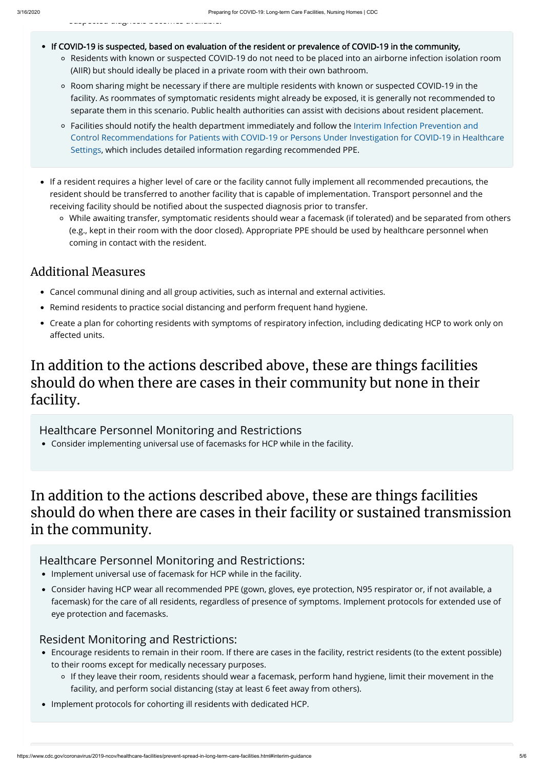suspected diagnosis becomes available.

- **If COVID-19 is suspected, based on evaluation of the resident or prevalence of COVID-19 in the community,**
  - Residents with known or suspected COVID-19 do not need to be placed into an airborne infection isolation room (AIIR) but should ideally be placed in a private room with their own bathroom.
  - Room sharing might be necessary if there are multiple residents with known or suspected COVID-19 in the facility. As roommates of symptomatic residents might already be exposed, it is generally not recommended to separate them in this scenario. Public health authorities can assist with decisions about resident placement.
  - Facilities should notify the health department immediately and follow the Interim Infection Prevention and Control Recommendations for Patients with COVID-19 or Persons Under Investigation for COVID-19 in Healthcare Settings, which includes detailed information regarding recommended PPE.

- If a resident requires a higher level of care or the facility cannot fully implement all recommended precautions, the resident should be transferred to another facility that is capable of implementation. Transport personnel and the receiving facility should be notified about the suspected diagnosis prior to transfer.
  - While awaiting transfer, symptomatic residents should wear a facemask (if tolerated) and be separated from others (e.g., kept in their room with the door closed). Appropriate PPE should be used by healthcare personnel when coming in contact with the resident.

### Additional Measures

- Cancel communal dining and all group activities, such as internal and external activities.
- Remind residents to practice social distancing and perform frequent hand hygiene.
- Create a plan for cohorting residents with symptoms of respiratory infection, including dedicating HCP to work only on affected units.

## In addition to the actions described above, these are things facilities should do when there are cases in their community but none in their facility.

### Healthcare Personnel Monitoring and Restrictions

- Consider implementing universal use of facemasks for HCP while in the facility.

## In addition to the actions described above, these are things facilities should do when there are cases in their facility or sustained transmission in the community.

### Healthcare Personnel Monitoring and Restrictions:

- Implement universal use of facemask for HCP while in the facility.
- Consider having HCP wear all recommended PPE (gown, gloves, eye protection, N95 respirator or, if not available, a facemask) for the care of all residents, regardless of presence of symptoms. Implement protocols for extended use of eye protection and facemasks.

### Resident Monitoring and Restrictions:

- Encourage residents to remain in their room. If there are cases in the facility, restrict residents (to the extent possible) to their rooms except for medically necessary purposes.
  - If they leave their room, residents should wear a facemask, perform hand hygiene, limit their movement in the facility, and perform social distancing (stay at least 6 feet away from others).
- Implement protocols for cohorting ill residents with dedicated HCP.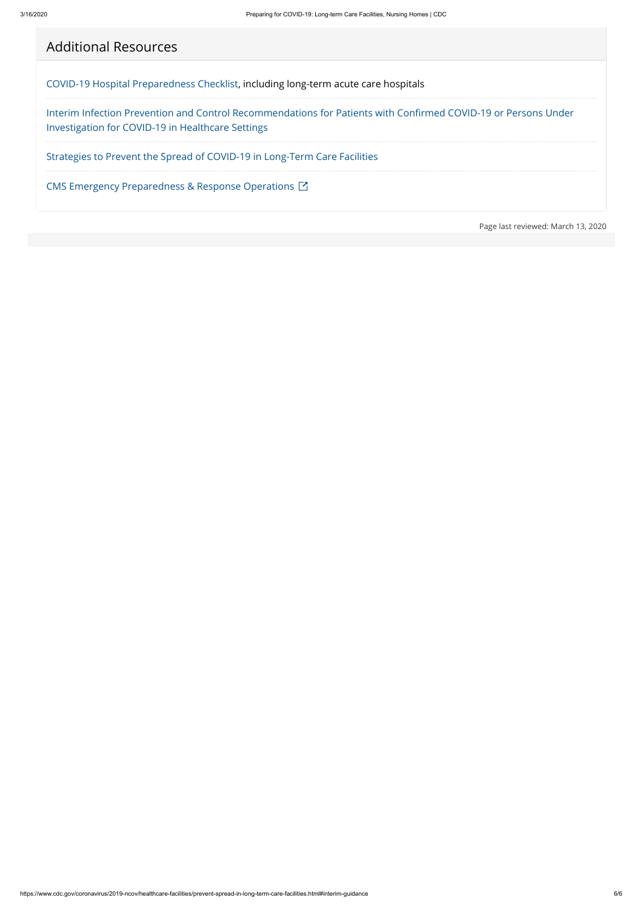## Additional Resources

COVID-19 Hospital Preparedness Checklist, including long-term acute care hospitals

Interim Infection Prevention and Control Recommendations for Patients with Confirmed COVID-19 or Persons Under Investigation for COVID-19 in Healthcare Settings

Strategies to Prevent the Spread of COVID-19 in Long-Term Care Facilities

CMS Emergency Preparedness & Response Operations

Page last reviewed: March 13, 2020